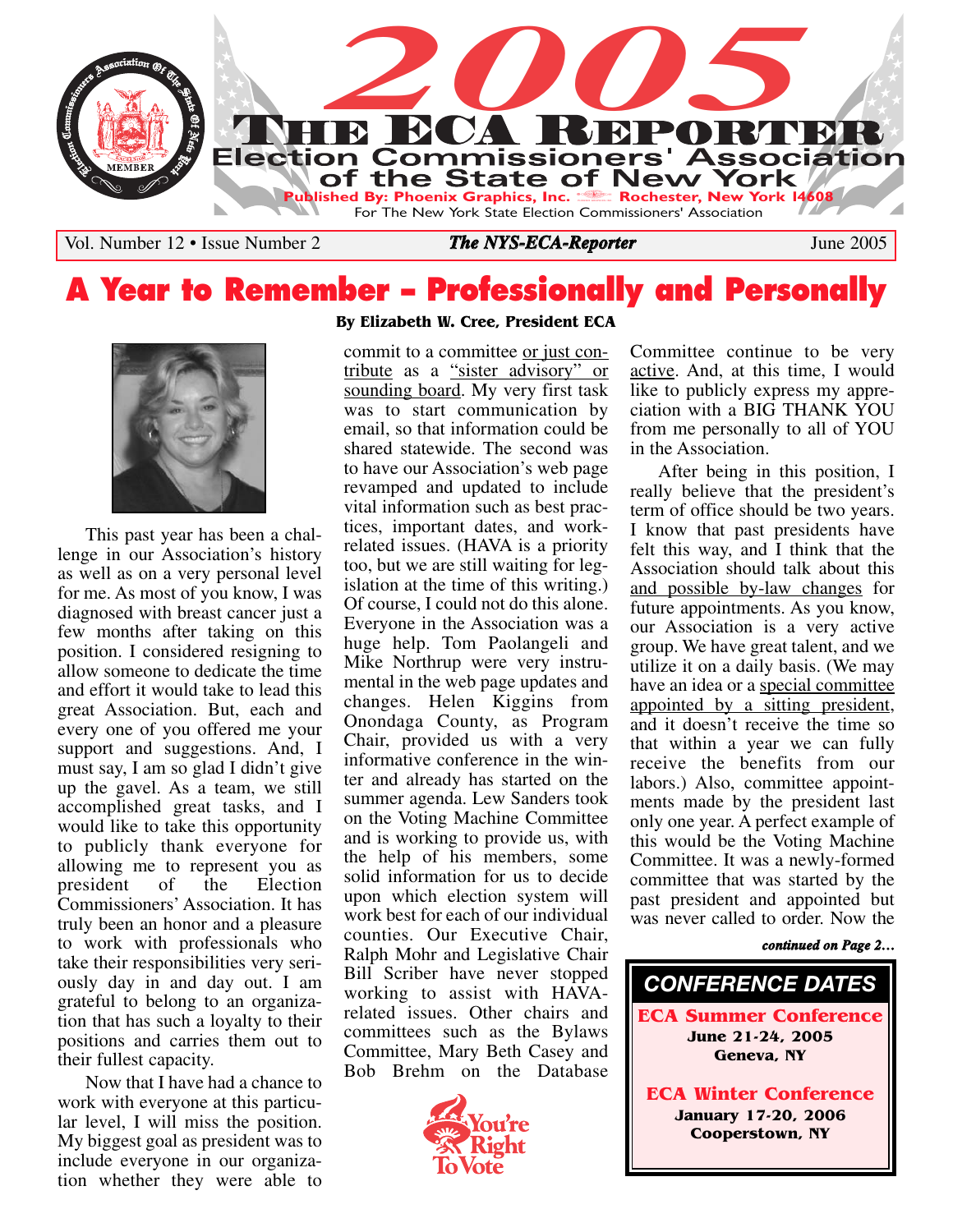# 2005 THE ECA REPORTER

Election Commissioners' Association of the State of New York

Published By: Phoenix Graphics, Inc. Rochester, New York 14608

For The New York State Election Commissioners' Association

Vol. Number 12 • Issue Number 2 | *The NYS-ECA-Reporter* | June 2005

## A Year to Remember – Professionally and Personally

**By Elizabeth W. Cree, President ECA**

This past year has been a challenge in our Association's history as well as on a very personal level for me. As most of you know, I was diagnosed with breast cancer just a few months after taking on this position. I considered resigning to allow someone to dedicate the time and effort it would take to lead this great Association. But, each and every one of you offered me your support and suggestions. And, I must say, I am so glad I didn't give up the gavel. As a team, we still accomplished great tasks, and I would like to take this opportunity to publicly thank everyone for allowing me to represent you as president of the Election Commissioners' Association. It has truly been an honor and a pleasure to work with professionals who take their responsibilities very seriously day in and day out. I am grateful to belong to an organization that has such a loyalty to their positions and carries them out to their fullest capacity.

Now that I have had a chance to work with everyone at this particular level, I will miss the position. My biggest goal as president was to include everyone in our organization whether they were able to commit to a committee or just contribute as a "sister advisory" or sounding board. My very first task was to start communication by email, so that information could be shared statewide. The second was to have our Association's web page revamped and updated to include vital information such as best practices, important dates, and work-related issues. (HAVA is a priority too, but we are still waiting for legislation at the time of this writing.) Of course, I could not do this alone. Everyone in the Association was a huge help. Tom Paolangeli and Mike Northrup were very instrumental in the web page updates and changes. Helen Kiggins from Onondaga County, as Program Chair, provided us with a very informative conference in the winter and already has started on the summer agenda. Lew Sanders took on the Voting Machine Committee and is working to provide us, with the help of his members, some solid information for us to decide upon which election system will work best for each of our individual counties. Our Executive Chair, Ralph Mohr and Legislative Chair Bill Scriber have never stopped working to assist with HAVA-related issues. Other chairs and committees such as the Bylaws Committee, Mary Beth Casey and Bob Brehm on the Database Committee continue to be very active. And, at this time, I would like to publicly express my appreciation with a BIG THANK YOU from me personally to all of YOU in the Association.

After being in this position, I really believe that the president's term of office should be two years. I know that past presidents have felt this way, and I think that the Association should talk about this and possible by-law changes for future appointments. As you know, our Association is a very active group. We have great talent, and we utilize it on a daily basis. (We may have an idea or a special committee appointed by a sitting president, and it doesn't receive the time so that within a year we can fully receive the benefits from our labors.) Also, committee appointments made by the president last only one year. A perfect example of this would be the Voting Machine Committee. It was a newly-formed committee that was started by the past president and appointed but was never called to order. Now the

*continued on Page 2…*

You're Right To Vote

### CONFERENCE DATES

**ECA Summer Conference**
**June 21-24, 2005**
**Geneva, NY**

**ECA Winter Conference**
**January 17-20, 2006**
**Cooperstown, NY**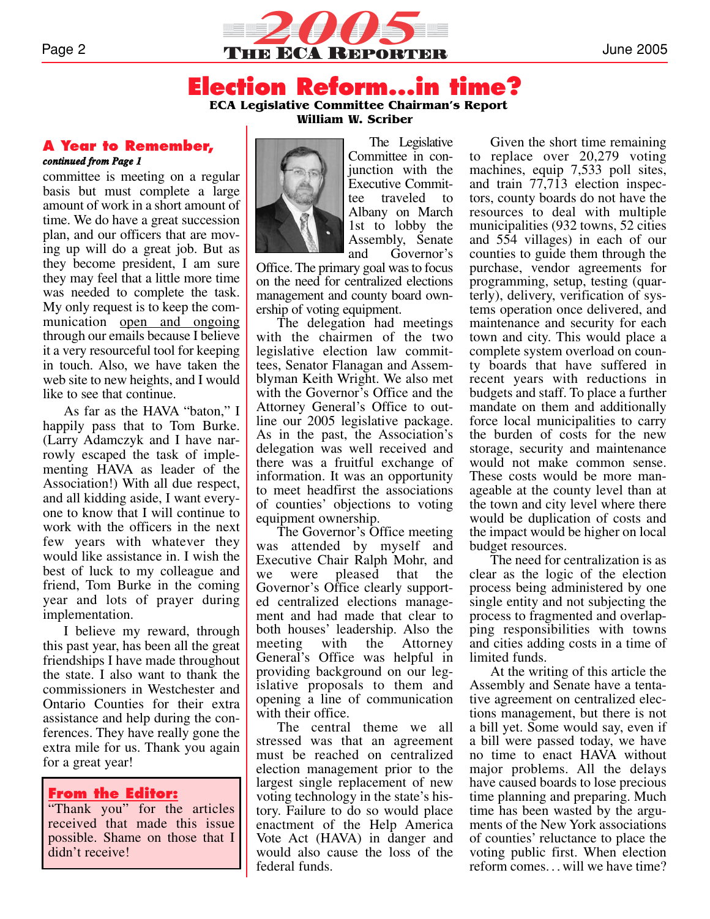## A Year to Remember,

*continued from Page 1*

committee is meeting on a regular basis but must complete a large amount of work in a short amount of time. We do have a great succession plan, and our officers that are moving up will do a great job. But as they become president, I am sure they may feel that a little more time was needed to complete the task. My only request is to keep the communication open and ongoing through our emails because I believe it a very resourceful tool for keeping in touch. Also, we have taken the web site to new heights, and I would like to see that continue.

As far as the HAVA "baton," I happily pass that to Tom Burke. (Larry Adamczyk and I have narrowly escaped the task of implementing HAVA as leader of the Association!) With all due respect, and all kidding aside, I want everyone to know that I will continue to work with the officers in the next few years with whatever they would like assistance in. I wish the best of luck to my colleague and friend, Tom Burke in the coming year and lots of prayer during implementation.

I believe my reward, through this past year, has been all the great friendships I have made throughout the state. I also want to thank the commissioners in Westchester and Ontario Counties for their extra assistance and help during the conferences. They have really gone the extra mile for us. Thank you again for a great year!

**From the Editor:**
"Thank you" for the articles received that made this issue possible. Shame on those that I didn't receive!

# Election Reform...in time?

**ECA Legislative Committee Chairman's Report**
**William W. Scriber**

The Legislative Committee in conjunction with the Executive Committee traveled to Albany on March 1st to lobby the Assembly, Senate and Governor's Office. The primary goal was to focus on the need for centralized elections management and county board ownership of voting equipment.

The delegation had meetings with the chairmen of the two legislative election law committees, Senator Flanagan and Assemblyman Keith Wright. We also met with the Governor's Office and the Attorney General's Office to outline our 2005 legislative package. As in the past, the Association's delegation was well received and there was a fruitful exchange of information. It was an opportunity to meet headfirst the associations of counties' objections to voting equipment ownership.

The Governor's Office meeting was attended by myself and Executive Chair Ralph Mohr, and we were pleased that the Governor's Office clearly supported centralized elections management and had made that clear to both houses' leadership. Also the meeting with the Attorney General's Office was helpful in providing background on our legislative proposals to them and opening a line of communication with their office.

The central theme we all stressed was that an agreement must be reached on centralized election management prior to the largest single replacement of new voting technology in the state's history. Failure to do so would place enactment of the Help America Vote Act (HAVA) in danger and would also cause the loss of the federal funds.

Given the short time remaining to replace over 20,279 voting machines, equip 7,533 poll sites, and train 77,713 election inspectors, county boards do not have the resources to deal with multiple municipalities (932 towns, 52 cities and 554 villages) in each of our counties to guide them through the purchase, vendor agreements for programming, setup, testing (quarterly), delivery, verification of systems operation once delivered, and maintenance and security for each town and city. This would place a complete system overload on county boards that have suffered in recent years with reductions in budgets and staff. To place a further mandate on them and additionally force local municipalities to carry the burden of costs for the new storage, security and maintenance would not make common sense. These costs would be more manageable at the county level than at the town and city level where there would be duplication of costs and the impact would be higher on local budget resources.

The need for centralization is as clear as the logic of the election process being administered by one single entity and not subjecting the process to fragmented and overlapping responsibilities with towns and cities adding costs in a time of limited funds.

At the writing of this article the Assembly and Senate have a tentative agreement on centralized elections management, but there is not a bill yet. Some would say, even if a bill were passed today, we have no time to enact HAVA without major problems. All the delays have caused boards to lose precious time planning and preparing. Much time has been wasted by the arguments of the New York associations of counties' reluctance to place the voting public first. When election reform comes. . . will we have time?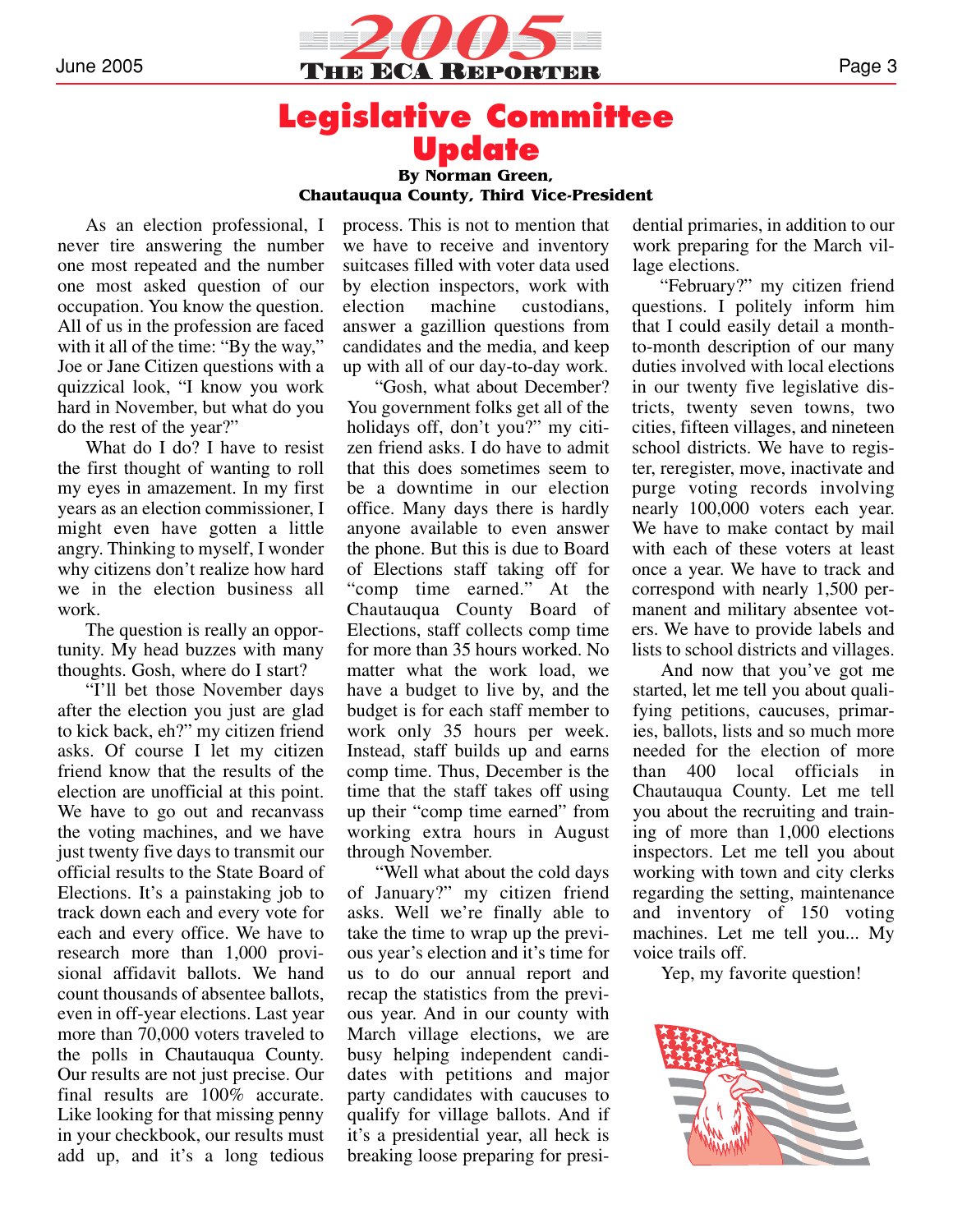# Legislative Committee Update

**By Norman Green, Chautauqua County, Third Vice-President**

As an election professional, I never tire answering the number one most repeated and the number one most asked question of our occupation. You know the question. All of us in the profession are faced with it all of the time: "By the way," Joe or Jane Citizen questions with a quizzical look, "I know you work hard in November, but what do you do the rest of the year?"

What do I do? I have to resist the first thought of wanting to roll my eyes in amazement. In my first years as an election commissioner, I might even have gotten a little angry. Thinking to myself, I wonder why citizens don't realize how hard we in the election business all work.

The question is really an opportunity. My head buzzes with many thoughts. Gosh, where do I start?

"I'll bet those November days after the election you just are glad to kick back, eh?" my citizen friend asks. Of course I let my citizen friend know that the results of the election are unofficial at this point. We have to go out and recanvass the voting machines, and we have just twenty five days to transmit our official results to the State Board of Elections. It's a painstaking job to track down each and every vote for each and every office. We have to research more than 1,000 provisional affidavit ballots. We hand count thousands of absentee ballots, even in off-year elections. Last year more than 70,000 voters traveled to the polls in Chautauqua County. Our results are not just precise. Our final results are 100% accurate. Like looking for that missing penny in your checkbook, our results must add up, and it's a long tedious process. This is not to mention that we have to receive and inventory suitcases filled with voter data used by election inspectors, work with election machine custodians, answer a gazillion questions from candidates and the media, and keep up with all of our day-to-day work.

"Gosh, what about December? You government folks get all of the holidays off, don't you?" my citizen friend asks. I do have to admit that this does sometimes seem to be a downtime in our election office. Many days there is hardly anyone available to even answer the phone. But this is due to Board of Elections staff taking off for "comp time earned." At the Chautauqua County Board of Elections, staff collects comp time for more than 35 hours worked. No matter what the work load, we have a budget to live by, and the budget is for each staff member to work only 35 hours per week. Instead, staff builds up and earns comp time. Thus, December is the time that the staff takes off using up their "comp time earned" from working extra hours in August through November.

"Well what about the cold days of January?" my citizen friend asks. Well we're finally able to take the time to wrap up the previous year's election and it's time for us to do our annual report and recap the statistics from the previous year. And in our county with March village elections, we are busy helping independent candidates with petitions and major party candidates with caucuses to qualify for village ballots. And if it's a presidential year, all heck is breaking loose preparing for presidential primaries, in addition to our work preparing for the March village elections.

"February?" my citizen friend questions. I politely inform him that I could easily detail a month-to-month description of our many duties involved with local elections in our twenty five legislative districts, twenty seven towns, two cities, fifteen villages, and nineteen school districts. We have to register, reregister, move, inactivate and purge voting records involving nearly 100,000 voters each year. We have to make contact by mail with each of these voters at least once a year. We have to track and correspond with nearly 1,500 permanent and military absentee voters. We have to provide labels and lists to school districts and villages.

And now that you've got me started, let me tell you about qualifying petitions, caucuses, primaries, ballots, lists and so much more needed for the election of more than 400 local officials in Chautauqua County. Let me tell you about the recruiting and training of more than 1,000 elections inspectors. Let me tell you about working with town and city clerks regarding the setting, maintenance and inventory of 150 voting machines. Let me tell you... My voice trails off.

Yep, my favorite question!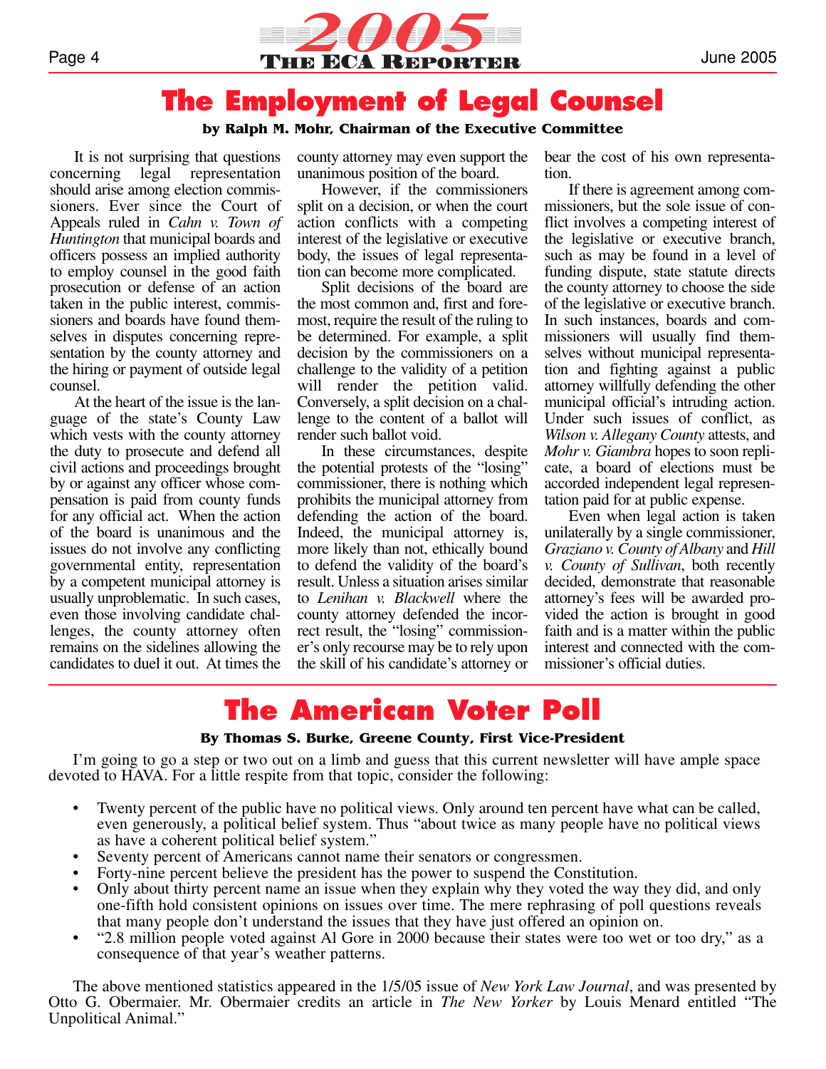# The Employment of Legal Counsel

**by Ralph M. Mohr, Chairman of the Executive Committee**

It is not surprising that questions concerning legal representation should arise among election commissioners. Ever since the Court of Appeals ruled in *Cahn v. Town of Huntington* that municipal boards and officers possess an implied authority to employ counsel in the good faith prosecution or defense of an action taken in the public interest, commissioners and boards have found themselves in disputes concerning representation by the county attorney and the hiring or payment of outside legal counsel.

At the heart of the issue is the language of the state's County Law which vests with the county attorney the duty to prosecute and defend all civil actions and proceedings brought by or against any officer whose compensation is paid from county funds for any official act. When the action of the board is unanimous and the issues do not involve any conflicting governmental entity, representation by a competent municipal attorney is usually unproblematic. In such cases, even those involving candidate challenges, the county attorney often remains on the sidelines allowing the candidates to duel it out. At times the county attorney may even support the unanimous position of the board.

However, if the commissioners split on a decision, or when the court action conflicts with a competing interest of the legislative or executive body, the issues of legal representation can become more complicated.

Split decisions of the board are the most common and, first and foremost, require the result of the ruling to be determined. For example, a split decision by the commissioners on a challenge to the validity of a petition will render the petition valid. Conversely, a split decision on a challenge to the content of a ballot will render such ballot void.

In these circumstances, despite the potential protests of the "losing" commissioner, there is nothing which prohibits the municipal attorney from defending the action of the board. Indeed, the municipal attorney is, more likely than not, ethically bound to defend the validity of the board's result. Unless a situation arises similar to *Lenihan v. Blackwell* where the county attorney defended the incorrect result, the "losing" commissioner's only recourse may be to rely upon the skill of his candidate's attorney or bear the cost of his own representation.

If there is agreement among commissioners, but the sole issue of conflict involves a competing interest of the legislative or executive branch, such as may be found in a level of funding dispute, state statute directs the county attorney to choose the side of the legislative or executive branch. In such instances, boards and commissioners will usually find themselves without municipal representation and fighting against a public attorney willfully defending the other municipal official's intruding action. Under such issues of conflict, as *Wilson v. Allegany County* attests, and *Mohr v. Giambra* hopes to soon replicate, a board of elections must be accorded independent legal representation paid for at public expense.

Even when legal action is taken unilaterally by a single commissioner, *Graziano v. County of Albany* and *Hill v. County of Sullivan*, both recently decided, demonstrate that reasonable attorney's fees will be awarded provided the action is brought in good faith and is a matter within the public interest and connected with the commissioner's official duties.

# The American Voter Poll

**By Thomas S. Burke, Greene County, First Vice-President**

I'm going to go a step or two out on a limb and guess that this current newsletter will have ample space devoted to HAVA. For a little respite from that topic, consider the following:

- Twenty percent of the public have no political views. Only around ten percent have what can be called, even generously, a political belief system. Thus "about twice as many people have no political views as have a coherent political belief system."
- Seventy percent of Americans cannot name their senators or congressmen.
- Forty-nine percent believe the president has the power to suspend the Constitution.
- Only about thirty percent name an issue when they explain why they voted the way they did, and only one-fifth hold consistent opinions on issues over time. The mere rephrasing of poll questions reveals that many people don't understand the issues that they have just offered an opinion on.
- "2.8 million people voted against Al Gore in 2000 because their states were too wet or too dry," as a consequence of that year's weather patterns.

The above mentioned statistics appeared in the 1/5/05 issue of *New York Law Journal*, and was presented by Otto G. Obermaier. Mr. Obermaier credits an article in *The New Yorker* by Louis Menard entitled "The Unpolitical Animal."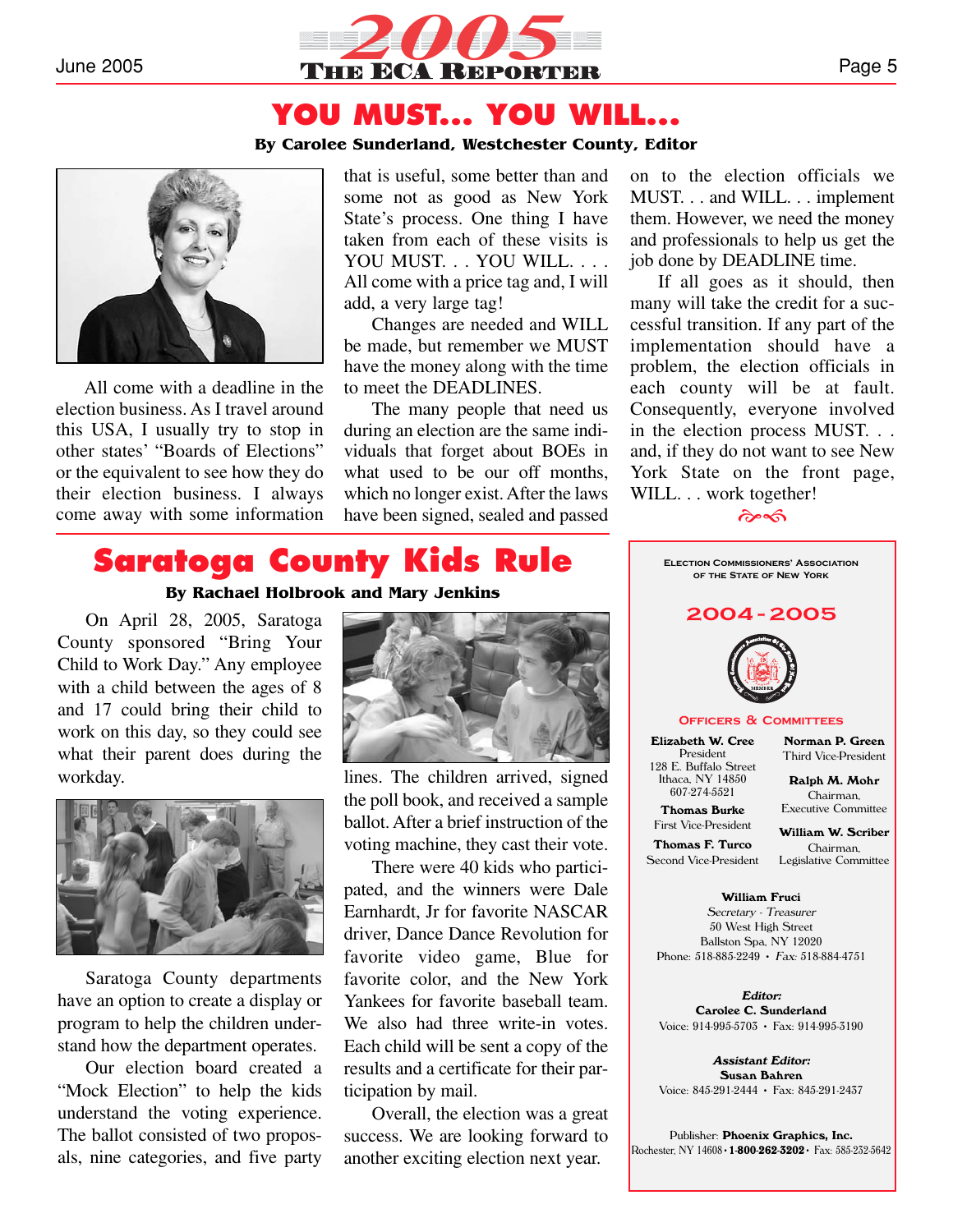# YOU MUST... YOU WILL...

**By Carolee Sunderland, Westchester County, Editor**

All come with a deadline in the election business. As I travel around this USA, I usually try to stop in other states' "Boards of Elections" or the equivalent to see how they do their election business. I always come away with some information that is useful, some better than and some not as good as New York State's process. One thing I have taken from each of these visits is YOU MUST. . . YOU WILL. . . . All come with a price tag and, I will add, a very large tag!

Changes are needed and WILL be made, but remember we MUST have the money along with the time to meet the DEADLINES.

The many people that need us during an election are the same individuals that forget about BOEs in what used to be our off months, which no longer exist. After the laws have been signed, sealed and passed on to the election officials we MUST. . . and WILL. . . implement them. However, we need the money and professionals to help us get the job done by DEADLINE time.

If all goes as it should, then many will take the credit for a successful transition. If any part of the implementation should have a problem, the election officials in each county will be at fault. Consequently, everyone involved in the election process MUST. . . and, if they do not want to see New York State on the front page, WILL. . . work together!

# Saratoga County Kids Rule

**By Rachael Holbrook and Mary Jenkins**

On April 28, 2005, Saratoga County sponsored "Bring Your Child to Work Day." Any employee with a child between the ages of 8 and 17 could bring their child to work on this day, so they could see what their parent does during the workday.

Saratoga County departments have an option to create a display or program to help the children understand how the department operates.

Our election board created a "Mock Election" to help the kids understand the voting experience. The ballot consisted of two proposals, nine categories, and five party lines. The children arrived, signed the poll book, and received a sample ballot. After a brief instruction of the voting machine, they cast their vote.

There were 40 kids who participated, and the winners were Dale Earnhardt, Jr for favorite NASCAR driver, Dance Dance Revolution for favorite video game, Blue for favorite color, and the New York Yankees for favorite baseball team. We also had three write-in votes. Each child will be sent a copy of the results and a certificate for their participation by mail.

Overall, the election was a great success. We are looking forward to another exciting election next year.

---

**ELECTION COMMISSIONERS' ASSOCIATION OF THE STATE OF NEW YORK**

**2004-2005**

**OFFICERS & COMMITTEES**

**Elizabeth W. Cree**
President
128 E. Buffalo Street
Ithaca, NY 14850
607-274-5521

**Thomas Burke**
First Vice-President

**Thomas F. Turco**
Second Vice-President

**Norman P. Green**
Third Vice-President

**Ralph M. Mohr**
Chairman, Executive Committee

**William W. Scriber**
Chairman, Legislative Committee

**William Fruci**
*Secretary - Treasurer*
50 West High Street
Ballston Spa, NY 12020
Phone: 518-885-2249 • *Fax:* 518-884-4751

***Editor:***
**Carolee C. Sunderland**
Voice: 914-995-5703 • Fax: 914-995-3190

***Assistant Editor:***
**Susan Bahren**
Voice: 845-291-2444 • Fax: 845-291-2437

Publisher: **Phoenix Graphics, Inc.**
Rochester, NY 14608 • **1-800-262-3202** • Fax: 585-232-5642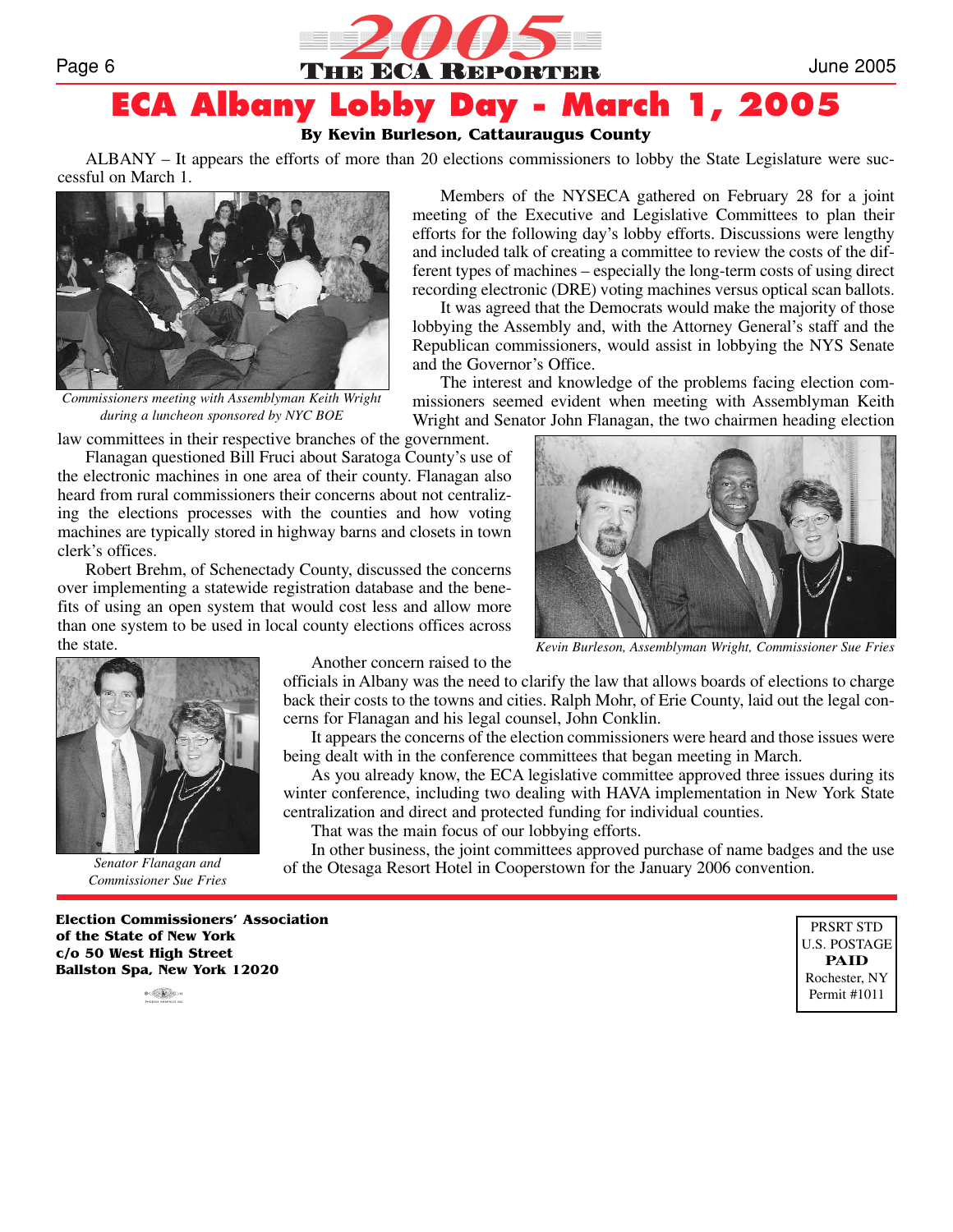# ECA Albany Lobby Day - March 1, 2005

**By Kevin Burleson, Cattauraugus County**

ALBANY – It appears the efforts of more than 20 elections commissioners to lobby the State Legislature were successful on March 1.

*Commissioners meeting with Assemblyman Keith Wright during a luncheon sponsored by NYC BOE*

Members of the NYSECA gathered on February 28 for a joint meeting of the Executive and Legislative Committees to plan their efforts for the following day's lobby efforts. Discussions were lengthy and included talk of creating a committee to review the costs of the different types of machines – especially the long-term costs of using direct recording electronic (DRE) voting machines versus optical scan ballots.

It was agreed that the Democrats would make the majority of those lobbying the Assembly and, with the Attorney General's staff and the Republican commissioners, would assist in lobbying the NYS Senate and the Governor's Office.

The interest and knowledge of the problems facing election commissioners seemed evident when meeting with Assemblyman Keith Wright and Senator John Flanagan, the two chairmen heading election law committees in their respective branches of the government.

Flanagan questioned Bill Fruci about Saratoga County's use of the electronic machines in one area of their county. Flanagan also heard from rural commissioners their concerns about not centralizing the elections processes with the counties and how voting machines are typically stored in highway barns and closets in town clerk's offices.

Robert Brehm, of Schenectady County, discussed the concerns over implementing a statewide registration database and the benefits of using an open system that would cost less and allow more than one system to be used in local county elections offices across the state.

*Kevin Burleson, Assemblyman Wright, Commissioner Sue Fries*

Another concern raised to the officials in Albany was the need to clarify the law that allows boards of elections to charge back their costs to the towns and cities. Ralph Mohr, of Erie County, laid out the legal concerns for Flanagan and his legal counsel, John Conklin.

It appears the concerns of the election commissioners were heard and those issues were being dealt with in the conference committees that began meeting in March.

As you already know, the ECA legislative committee approved three issues during its winter conference, including two dealing with HAVA implementation in New York State centralization and direct and protected funding for individual counties.

That was the main focus of our lobbying efforts.

In other business, the joint committees approved purchase of name badges and the use of the Otesaga Resort Hotel in Cooperstown for the January 2006 convention.

*Senator Flanagan and Commissioner Sue Fries*

**Election Commissioners' Association of the State of New York**
**c/o 50 West High Street**
**Ballston Spa, New York 12020**

PRSRT STD
U.S. POSTAGE
**PAID**
Rochester, NY
Permit #1011